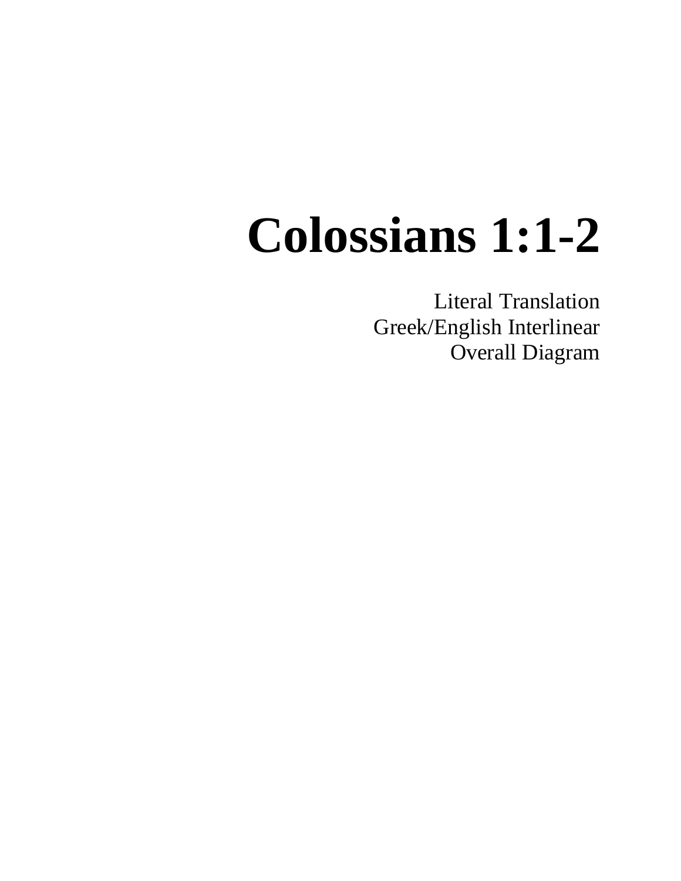# Colossians 1:1-2

Literal Translation
Greek/English Interlinear
Overall Diagram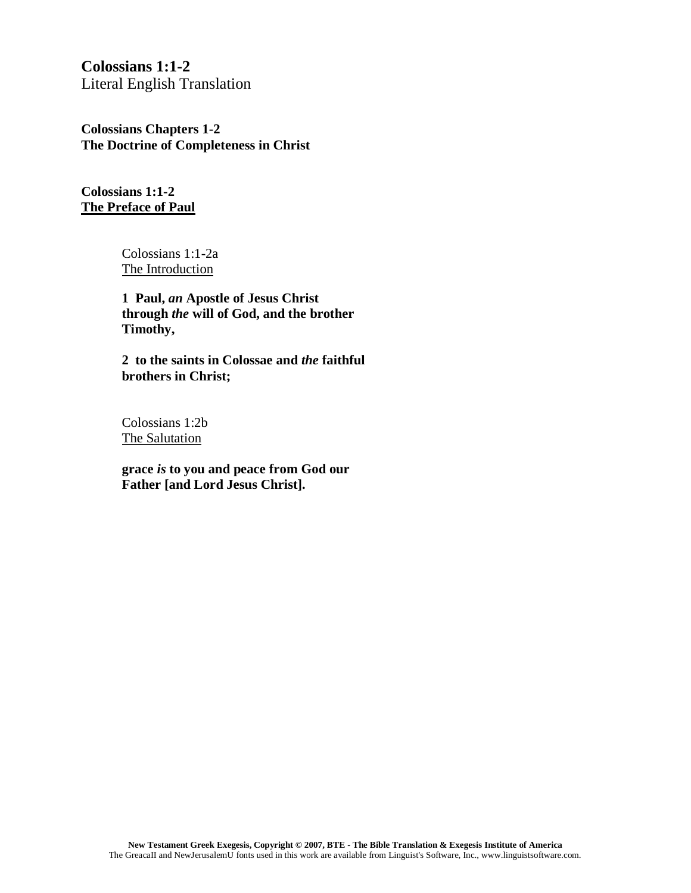**Colossians 1:1-2**
Literal English Translation

**Colossians Chapters 1-2**
**The Doctrine of Completeness in Christ**

**Colossians 1:1-2**
**<u>The Preface of Paul</u>**

Colossians 1:1-2a
<u>The Introduction</u>

**1 Paul, *an* Apostle of Jesus Christ through *the* will of God, and the brother Timothy,**

**2 to the saints in Colossae and *the* faithful brothers in Christ;**

Colossians 1:2b
<u>The Salutation</u>

**grace *is* to you and peace from God our Father [and Lord Jesus Christ].**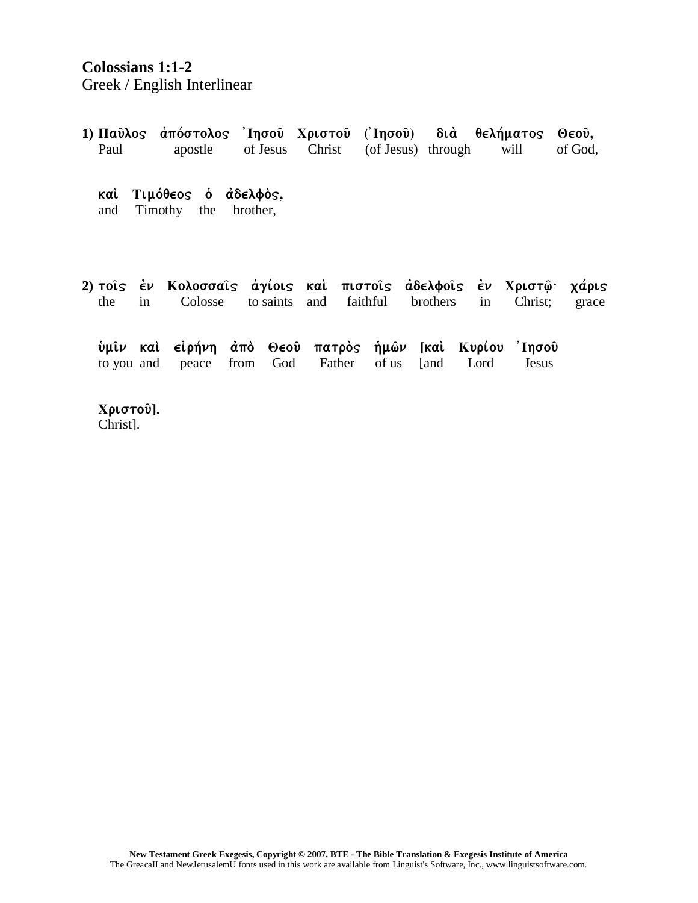**Colossians 1:1-2**
Greek / English Interlinear

| | | | | | | | | |
|---|---|---|---|---|---|---|---|---|
| **1) Παῦλος** | **ἀπόστολος** | **Ἰησοῦ** | **Χριστοῦ** | **(Ἰησοῦ)** | **διὰ** | **θελήματος** | **Θεοῦ,** | |
| Paul | apostle | of Jesus | Christ | (of Jesus) | through | will | of God, | |

| | | | |
|---|---|---|---|
| **καὶ** | **Τιμόθεος** | **ὁ** | **ἀδελφὸς,** |
| and | Timothy | the | brother, |

| | | | | | | | | | |
|---|---|---|---|---|---|---|---|---|---|
| **2) τοῖς** | **ἐν** | **Κολοσσαῖς** | **ἁγίοις** | **καὶ** | **πιστοῖς** | **ἀδελφοῖς** | **ἐν** | **Χριστῷ·** | **χάρις** |
| the | in | Colosse | to saints | and | faithful | brothers | in | Christ; | grace |

| | | | | | | | | | |
|---|---|---|---|---|---|---|---|---|---|
| **ὑμῖν** | **καὶ** | **εἰρήνη** | **ἀπὸ** | **Θεοῦ** | **πατρὸς** | **ἡμῶν** | **[καὶ** | **Κυρίου** | **Ἰησοῦ** |
| to you | and | peace | from | God | Father | of us | [and | Lord | Jesus |

| |
|---|
| **Χριστοῦ].** |
| Christ]. |

**New Testament Greek Exegesis, Copyright © 2007, BTE - The Bible Translation & Exegesis Institute of America**
The GreacaII and NewJerusalemU fonts used in this work are available from Linguist's Software, Inc., www.linguistsoftware.com.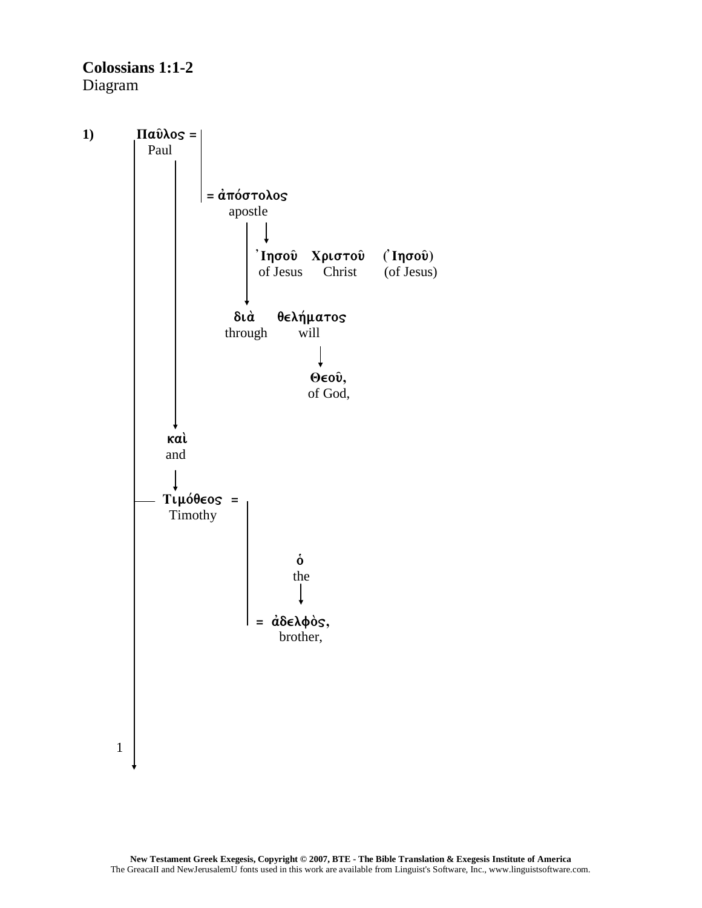**Colossians 1:1-2**
Diagram

**1)** Παῦλος =
Paul

= ἀπόστολος
apostle

Ἰησοῦ Χριστοῦ (Ἰησοῦ)
of Jesus Christ (of Jesus)

διὰ θελήματος
through will

Θεοῦ,
of God,

καὶ
and

Τιμόθεος =
Timothy

ὁ
the

= ἀδελφὸς,
brother,

1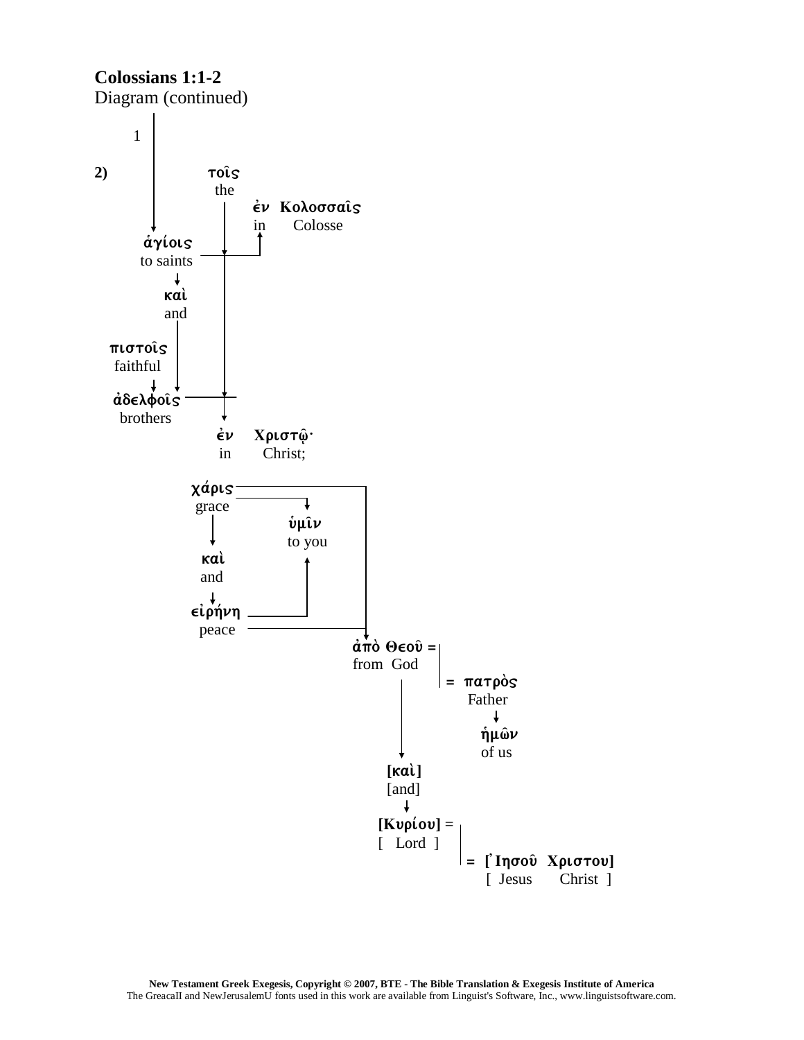**Colossians 1:1-2**
Diagram (continued)

1

**2)**

τοῖς
the

ἐν Κολοσσαῖς
in Colosse

ἁγίοις
to saints

καὶ
and

πιστοῖς
faithful

ἀδελφοῖς
brothers

ἐν Χριστῷ·
in Christ;

χάρις
grace

ὑμῖν
to you

καὶ
and

εἰρήνη
peace

ἀπὸ Θεοῦ =
from God

= πατρὸς
Father

ἡμῶν
of us

[καὶ]
[and]

[Κυρίου] =
[ Lord ]

= [Ἰησοῦ Χριστου]
[ Jesus Christ ]

**New Testament Greek Exegesis, Copyright © 2007, BTE - The Bible Translation & Exegesis Institute of America**
The GreacaII and NewJerusalemU fonts used in this work are available from Linguist's Software, Inc., www.linguistsoftware.com.